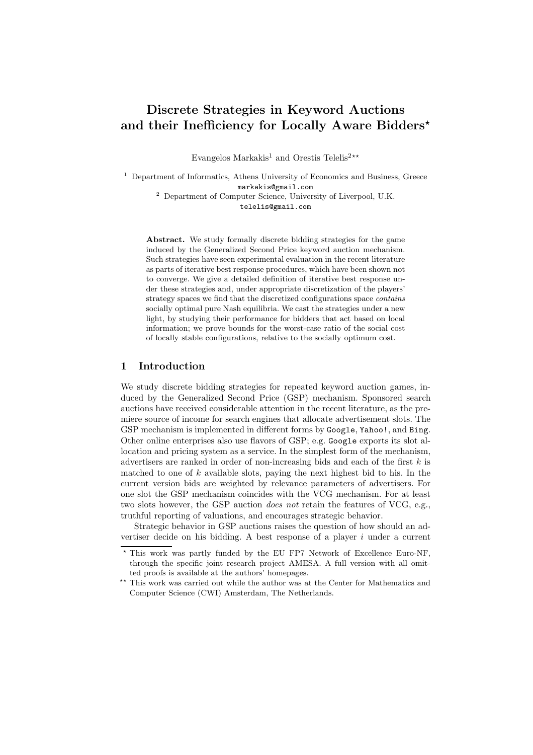# Discrete Strategies in Keyword Auctions and their Inefficiency for Locally Aware Bidders[⋆]

Evangelos Markakis[1] and Orestis Telelis[2⋆⋆]

[1] Department of Informatics, Athens University of Economics and Business, Greece
markakis@gmail.com

[2] Department of Computer Science, University of Liverpool, U.K.
telelis@gmail.com

**Abstract.** We study formally discrete bidding strategies for the game induced by the Generalized Second Price keyword auction mechanism. Such strategies have seen experimental evaluation in the recent literature as parts of iterative best response procedures, which have been shown not to converge. We give a detailed definition of iterative best response under these strategies and, under appropriate discretization of the players' strategy spaces we find that the discretized configurations space *contains* socially optimal pure Nash equilibria. We cast the strategies under a new light, by studying their performance for bidders that act based on local information; we prove bounds for the worst-case ratio of the social cost of locally stable configurations, relative to the socially optimum cost.

## 1 Introduction

We study discrete bidding strategies for repeated keyword auction games, induced by the Generalized Second Price (GSP) mechanism. Sponsored search auctions have received considerable attention in the recent literature, as the premiere source of income for search engines that allocate advertisement slots. The GSP mechanism is implemented in different forms by `Google`, `Yahoo!`, and `Bing`. Other online enterprises also use flavors of GSP; e.g. `Google` exports its slot allocation and pricing system as a service. In the simplest form of the mechanism, advertisers are ranked in order of non-increasing bids and each of the first $k$ is matched to one of $k$ available slots, paying the next highest bid to his. In the current version bids are weighted by relevance parameters of advertisers. For one slot the GSP mechanism coincides with the VCG mechanism. For at least two slots however, the GSP auction *does not* retain the features of VCG, e.g., truthful reporting of valuations, and encourages strategic behavior.

Strategic behavior in GSP auctions raises the question of how should an advertiser decide on his bidding. A best response of a player $i$ under a current

[⋆] This work was partly funded by the EU FP7 Network of Excellence Euro-NF, through the specific joint research project AMESA. A full version with all omitted proofs is available at the authors' homepages.

[⋆⋆] This work was carried out while the author was at the Center for Mathematics and Computer Science (CWI) Amsterdam, The Netherlands.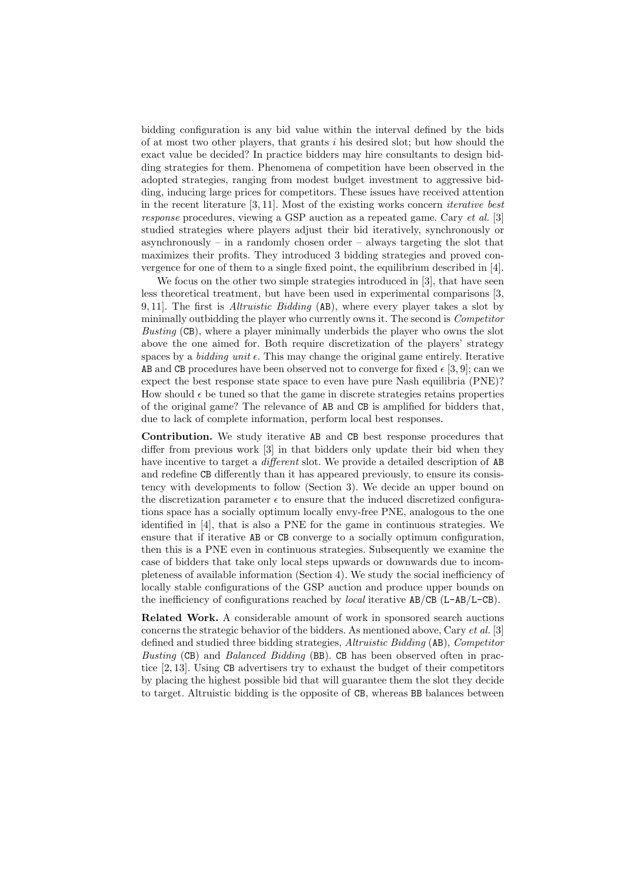bidding configuration is any bid value within the interval defined by the bids of at most two other players, that grants $i$ his desired slot; but how should the exact value be decided? In practice bidders may hire consultants to design bidding strategies for them. Phenomena of competition have been observed in the adopted strategies, ranging from modest budget investment to aggressive bidding, inducing large prices for competitors. These issues have received attention in the recent literature [3, 11]. Most of the existing works concern *iterative best response* procedures, viewing a GSP auction as a repeated game. Cary *et al.* [3] studied strategies where players adjust their bid iteratively, synchronously or asynchronously – in a randomly chosen order – always targeting the slot that maximizes their profits. They introduced 3 bidding strategies and proved convergence for one of them to a single fixed point, the equilibrium described in [4].

We focus on the other two simple strategies introduced in [3], that have seen less theoretical treatment, but have been used in experimental comparisons [3, 9, 11]. The first is *Altruistic Bidding* (AB), where every player takes a slot by minimally outbidding the player who currently owns it. The second is *Competitor Busting* (CB), where a player minimally underbids the player who owns the slot above the one aimed for. Both require discretization of the players' strategy spaces by a *bidding unit* $\epsilon$. This may change the original game entirely. Iterative AB and CB procedures have been observed not to converge for fixed $\epsilon$ [3, 9]; can we expect the best response state space to even have pure Nash equilibria (PNE)? How should $\epsilon$ be tuned so that the game in discrete strategies retains properties of the original game? The relevance of AB and CB is amplified for bidders that, due to lack of complete information, perform local best responses.

**Contribution.** We study iterative AB and CB best response procedures that differ from previous work [3] in that bidders only update their bid when they have incentive to target a *different* slot. We provide a detailed description of AB and redefine CB differently than it has appeared previously, to ensure its consistency with developments to follow (Section 3). We decide an upper bound on the discretization parameter $\epsilon$ to ensure that the induced discretized configurations space has a socially optimum locally envy-free PNE, analogous to the one identified in [4], that is also a PNE for the game in continuous strategies. We ensure that if iterative AB or CB converge to a socially optimum configuration, then this is a PNE even in continuous strategies. Subsequently we examine the case of bidders that take only local steps upwards or downwards due to incompleteness of available information (Section 4). We study the social inefficiency of locally stable configurations of the GSP auction and produce upper bounds on the inefficiency of configurations reached by *local* iterative AB/CB (L-AB/L-CB).

**Related Work.** A considerable amount of work in sponsored search auctions concerns the strategic behavior of the bidders. As mentioned above, Cary *et al.* [3] defined and studied three bidding strategies, *Altruistic Bidding* (AB), *Competitor Busting* (CB) and *Balanced Bidding* (BB). CB has been observed often in practice [2, 13]. Using CB advertisers try to exhaust the budget of their competitors by placing the highest possible bid that will guarantee them the slot they decide to target. Altruistic bidding is the opposite of CB, whereas BB balances between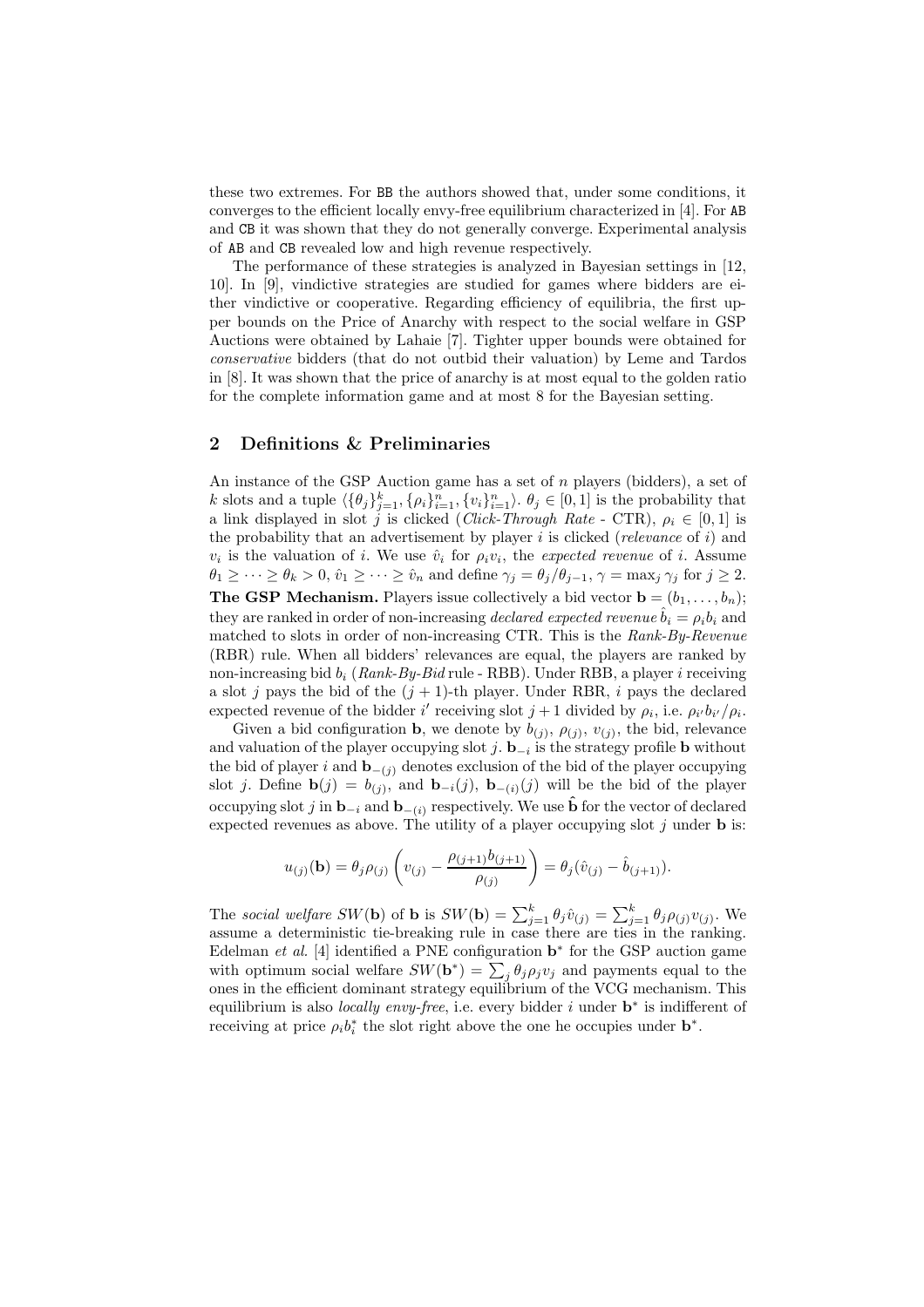these two extremes. For BB the authors showed that, under some conditions, it converges to the efficient locally envy-free equilibrium characterized in [4]. For AB and CB it was shown that they do not generally converge. Experimental analysis of AB and CB revealed low and high revenue respectively.

The performance of these strategies is analyzed in Bayesian settings in [12, 10]. In [9], vindictive strategies are studied for games where bidders are either vindictive or cooperative. Regarding efficiency of equilibria, the first upper bounds on the Price of Anarchy with respect to the social welfare in GSP Auctions were obtained by Lahaie [7]. Tighter upper bounds were obtained for *conservative* bidders (that do not outbid their valuation) by Leme and Tardos in [8]. It was shown that the price of anarchy is at most equal to the golden ratio for the complete information game and at most 8 for the Bayesian setting.

## 2 Definitions & Preliminaries

An instance of the GSP Auction game has a set of $n$ players (bidders), a set of $k$ slots and a tuple $\langle\{\theta_j\}_{j=1}^k, \{\rho_i\}_{i=1}^n, \{v_i\}_{i=1}^n\rangle$. $\theta_j \in [0,1]$ is the probability that a link displayed in slot $j$ is clicked (*Click-Through Rate* - CTR), $\rho_i \in [0,1]$ is the probability that an advertisement by player $i$ is clicked (*relevance* of $i$) and $v_i$ is the valuation of $i$. We use $\hat{v}_i$ for $\rho_i v_i$, the *expected revenue* of $i$. Assume $\theta_1 \geq \cdots \geq \theta_k > 0$, $\hat{v}_1 \geq \cdots \geq \hat{v}_n$ and define $\gamma_j = \theta_j/\theta_{j-1}$, $\gamma = \max_j \gamma_j$ for $j \geq 2$.

**The GSP Mechanism.** Players issue collectively a bid vector $\mathbf{b} = (b_1, \ldots, b_n)$; they are ranked in order of non-increasing *declared expected revenue* $\hat{b}_i = \rho_i b_i$ and matched to slots in order of non-increasing CTR. This is the *Rank-By-Revenue* (RBR) rule. When all bidders' relevances are equal, the players are ranked by non-increasing bid $b_i$ (*Rank-By-Bid* rule - RBB). Under RBB, a player $i$ receiving a slot $j$ pays the bid of the $(j+1)$-th player. Under RBR, $i$ pays the declared expected revenue of the bidder $i'$ receiving slot $j+1$ divided by $\rho_i$, i.e. $\rho_{i'} b_{i'}/\rho_i$.

Given a bid configuration $\mathbf{b}$, we denote by $b_{(j)}$, $\rho_{(j)}$, $v_{(j)}$, the bid, relevance and valuation of the player occupying slot $j$. $\mathbf{b}_{-i}$ is the strategy profile $\mathbf{b}$ without the bid of player $i$ and $\mathbf{b}_{-(j)}$ denotes exclusion of the bid of the player occupying slot $j$. Define $\mathbf{b}(j) = b_{(j)}$, and $\mathbf{b}_{-i}(j)$, $\mathbf{b}_{-(i)}(j)$ will be the bid of the player occupying slot $j$ in $\mathbf{b}_{-i}$ and $\mathbf{b}_{-(i)}$ respectively. We use $\hat{\mathbf{b}}$ for the vector of declared expected revenues as above. The utility of a player occupying slot $j$ under $\mathbf{b}$ is:

$$u_{(j)}(\mathbf{b}) = \theta_j \rho_{(j)} \left( v_{(j)} - \frac{\rho_{(j+1)} b_{(j+1)}}{\rho_{(j)}} \right) = \theta_j (\hat{v}_{(j)} - \hat{b}_{(j+1)}).$$

The *social welfare* $SW(\mathbf{b})$ of $\mathbf{b}$ is $SW(\mathbf{b}) = \sum_{j=1}^k \theta_j \hat{v}_{(j)} = \sum_{j=1}^k \theta_j \rho_{(j)} v_{(j)}$. We assume a deterministic tie-breaking rule in case there are ties in the ranking. Edelman *et al.* [4] identified a PNE configuration $\mathbf{b}^*$ for the GSP auction game with optimum social welfare $SW(\mathbf{b}^*) = \sum_j \theta_j \rho_j v_j$ and payments equal to the ones in the efficient dominant strategy equilibrium of the VCG mechanism. This equilibrium is also *locally envy-free*, i.e. every bidder $i$ under $\mathbf{b}^*$ is indifferent of receiving at price $\rho_i b_i^*$ the slot right above the one he occupies under $\mathbf{b}^*$.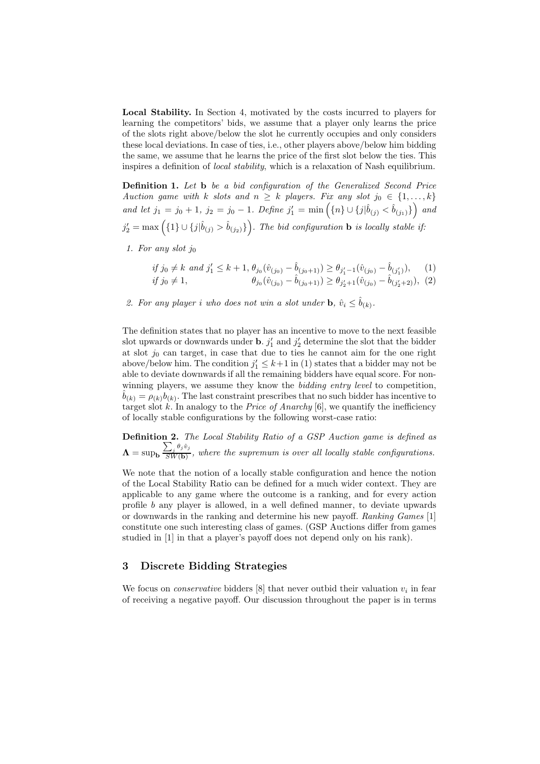**Local Stability.** In Section 4, motivated by the costs incurred to players for learning the competitors' bids, we assume that a player only learns the price of the slots right above/below the slot he currently occupies and only considers these local deviations. In case of ties, i.e., other players above/below him bidding the same, we assume that he learns the price of the first slot below the ties. This inspires a definition of *local stability*, which is a relaxation of Nash equilibrium.

**Definition 1.** *Let* $\mathbf{b}$ *be a bid configuration of the Generalized Second Price Auction game with* $k$ *slots and* $n \geq k$ *players. Fix any slot* $j_0 \in \{1, \ldots, k\}$ *and let* $j_1 = j_0 + 1$, $j_2 = j_0 - 1$. *Define* $j_1' = \min\left(\{n\} \cup \{j | \hat{b}_{(j)} < \hat{b}_{(j_1)}\}\right)$ *and* $j_2' = \max\left(\{1\} \cup \{j | \hat{b}_{(j)} > \hat{b}_{(j_2)}\}\right)$. *The bid configuration* $\mathbf{b}$ *is locally stable if:*

1. *For any slot* $j_0$

$$
\begin{aligned}
&\text{if } j_0 \neq k \text{ and } j_1' \leq k+1, \; \theta_{j_0}(\hat{v}_{(j_0)} - \hat{b}_{(j_0+1)}) \geq \theta_{j_1'-1}(\hat{v}_{(j_0)} - \hat{b}_{(j_1')}), \quad (1)\\
&\text{if } j_0 \neq 1, \qquad\qquad\qquad\quad \theta_{j_0}(\hat{v}_{(j_0)} - \hat{b}_{(j_0+1)}) \geq \theta_{j_2'+1}(\hat{v}_{(j_0)} - \hat{b}_{(j_2'+2)}), \quad (2)
\end{aligned}
$$

2. *For any player* $i$ *who does not win a slot under* $\mathbf{b}$, $\hat{v}_i \leq \hat{b}_{(k)}$.

The definition states that no player has an incentive to move to the next feasible slot upwards or downwards under $\mathbf{b}$. $j_1'$ and $j_2'$ determine the slot that the bidder at slot $j_0$ can target, in case that due to ties he cannot aim for the one right above/below him. The condition $j_1' \leq k+1$ in (1) states that a bidder may not be able to deviate downwards if all the remaining bidders have equal score. For non-winning players, we assume they know the *bidding entry level* to competition, $\hat{b}_{(k)} = \rho_{(k)} b_{(k)}$. The last constraint prescribes that no such bidder has incentive to target slot $k$. In analogy to the *Price of Anarchy* [6], we quantify the inefficiency of locally stable configurations by the following worst-case ratio:

**Definition 2.** *The Local Stability Ratio of a GSP Auction game is defined as* $\mathbf{\Lambda} = \sup_{\mathbf{b}} \frac{\sum_j \theta_j \hat{v}_j}{SW(\mathbf{b})}$, *where the supremum is over all locally stable configurations.*

We note that the notion of a locally stable configuration and hence the notion of the Local Stability Ratio can be defined for a much wider context. They are applicable to any game where the outcome is a ranking, and for every action profile $b$ any player is allowed, in a well defined manner, to deviate upwards or downwards in the ranking and determine his new payoff. *Ranking Games* [1] constitute one such interesting class of games. (GSP Auctions differ from games studied in [1] in that a player's payoff does not depend only on his rank).

## 3 Discrete Bidding Strategies

We focus on *conservative* bidders [8] that never outbid their valuation $v_i$ in fear of receiving a negative payoff. Our discussion throughout the paper is in terms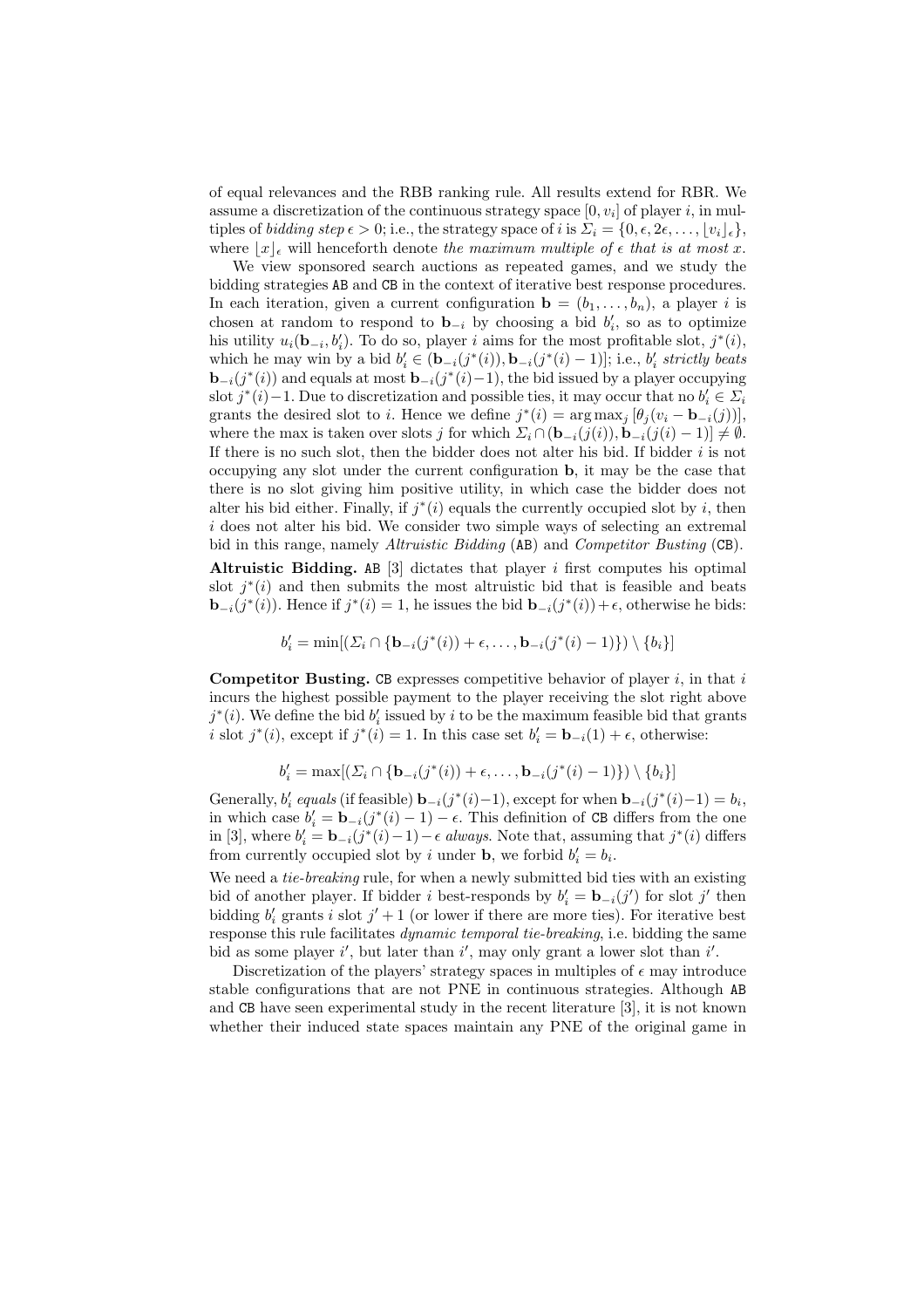of equal relevances and the RBB ranking rule. All results extend for RBR. We assume a discretization of the continuous strategy space $[0, v_i]$ of player $i$, in multiples of *bidding step* $\epsilon > 0$; i.e., the strategy space of $i$ is $\Sigma_i = \{0, \epsilon, 2\epsilon, \dots, \lfloor v_i \rfloor_\epsilon\}$, where $\lfloor x \rfloor_\epsilon$ will henceforth denote *the maximum multiple of* $\epsilon$ *that is at most* $x$.

We view sponsored search auctions as repeated games, and we study the bidding strategies AB and CB in the context of iterative best response procedures. In each iteration, given a current configuration $\mathbf{b} = (b_1, \dots, b_n)$, a player $i$ is chosen at random to respond to $\mathbf{b}_{-i}$ by choosing a bid $b'_i$, so as to optimize his utility $u_i(\mathbf{b}_{-i}, b'_i)$. To do so, player $i$ aims for the most profitable slot, $j^*(i)$, which he may win by a bid $b'_i \in (\mathbf{b}_{-i}(j^*(i)), \mathbf{b}_{-i}(j^*(i) - 1)]$; i.e., $b'_i$ *strictly beats* $\mathbf{b}_{-i}(j^*(i))$ and equals at most $\mathbf{b}_{-i}(j^*(i)-1)$, the bid issued by a player occupying slot $j^*(i)-1$. Due to discretization and possible ties, it may occur that no $b'_i \in \Sigma_i$ grants the desired slot to $i$. Hence we define $j^*(i) = \arg\max_j [\theta_j(v_i - \mathbf{b}_{-i}(j))]$, where the max is taken over slots $j$ for which $\Sigma_i \cap (\mathbf{b}_{-i}(j(i)), \mathbf{b}_{-i}(j(i) - 1)] \neq \emptyset$. If there is no such slot, then the bidder does not alter his bid. If bidder $i$ is not occupying any slot under the current configuration $\mathbf{b}$, it may be the case that there is no slot giving him positive utility, in which case the bidder does not alter his bid either. Finally, if $j^*(i)$ equals the currently occupied slot by $i$, then $i$ does not alter his bid. We consider two simple ways of selecting an extremal bid in this range, namely *Altruistic Bidding* (AB) and *Competitor Busting* (CB).

**Altruistic Bidding.** AB [3] dictates that player $i$ first computes his optimal slot $j^*(i)$ and then submits the most altruistic bid that is feasible and beats $\mathbf{b}_{-i}(j^*(i))$. Hence if $j^*(i) = 1$, he issues the bid $\mathbf{b}_{-i}(j^*(i)) + \epsilon$, otherwise he bids:

$$b'_i = \min[(\Sigma_i \cap \{\mathbf{b}_{-i}(j^*(i)) + \epsilon, \dots, \mathbf{b}_{-i}(j^*(i) - 1)\}) \setminus \{b_i\}]$$

**Competitor Busting.** CB expresses competitive behavior of player $i$, in that $i$ incurs the highest possible payment to the player receiving the slot right above $j^*(i)$. We define the bid $b'_i$ issued by $i$ to be the maximum feasible bid that grants $i$ slot $j^*(i)$, except if $j^*(i) = 1$. In this case set $b'_i = \mathbf{b}_{-i}(1) + \epsilon$, otherwise:

$$b'_i = \max[(\Sigma_i \cap \{\mathbf{b}_{-i}(j^*(i)) + \epsilon, \dots, \mathbf{b}_{-i}(j^*(i) - 1)\}) \setminus \{b_i\}]$$

Generally, $b'_i$ *equals* (if feasible) $\mathbf{b}_{-i}(j^*(i)-1)$, except for when $\mathbf{b}_{-i}(j^*(i)-1) = b_i$, in which case $b'_i = \mathbf{b}_{-i}(j^*(i) - 1) - \epsilon$. This definition of CB differs from the one in [3], where $b'_i = \mathbf{b}_{-i}(j^*(i)-1) - \epsilon$ *always*. Note that, assuming that $j^*(i)$ differs from currently occupied slot by $i$ under $\mathbf{b}$, we forbid $b'_i = b_i$.

We need a *tie-breaking* rule, for when a newly submitted bid ties with an existing bid of another player. If bidder $i$ best-responds by $b'_i = \mathbf{b}_{-i}(j')$ for slot $j'$ then bidding $b'_i$ grants $i$ slot $j' + 1$ (or lower if there are more ties). For iterative best response this rule facilitates *dynamic temporal tie-breaking*, i.e. bidding the same bid as some player $i'$, but later than $i'$, may only grant a lower slot than $i'$.

Discretization of the players' strategy spaces in multiples of $\epsilon$ may introduce stable configurations that are not PNE in continuous strategies. Although AB and CB have seen experimental study in the recent literature [3], it is not known whether their induced state spaces maintain any PNE of the original game in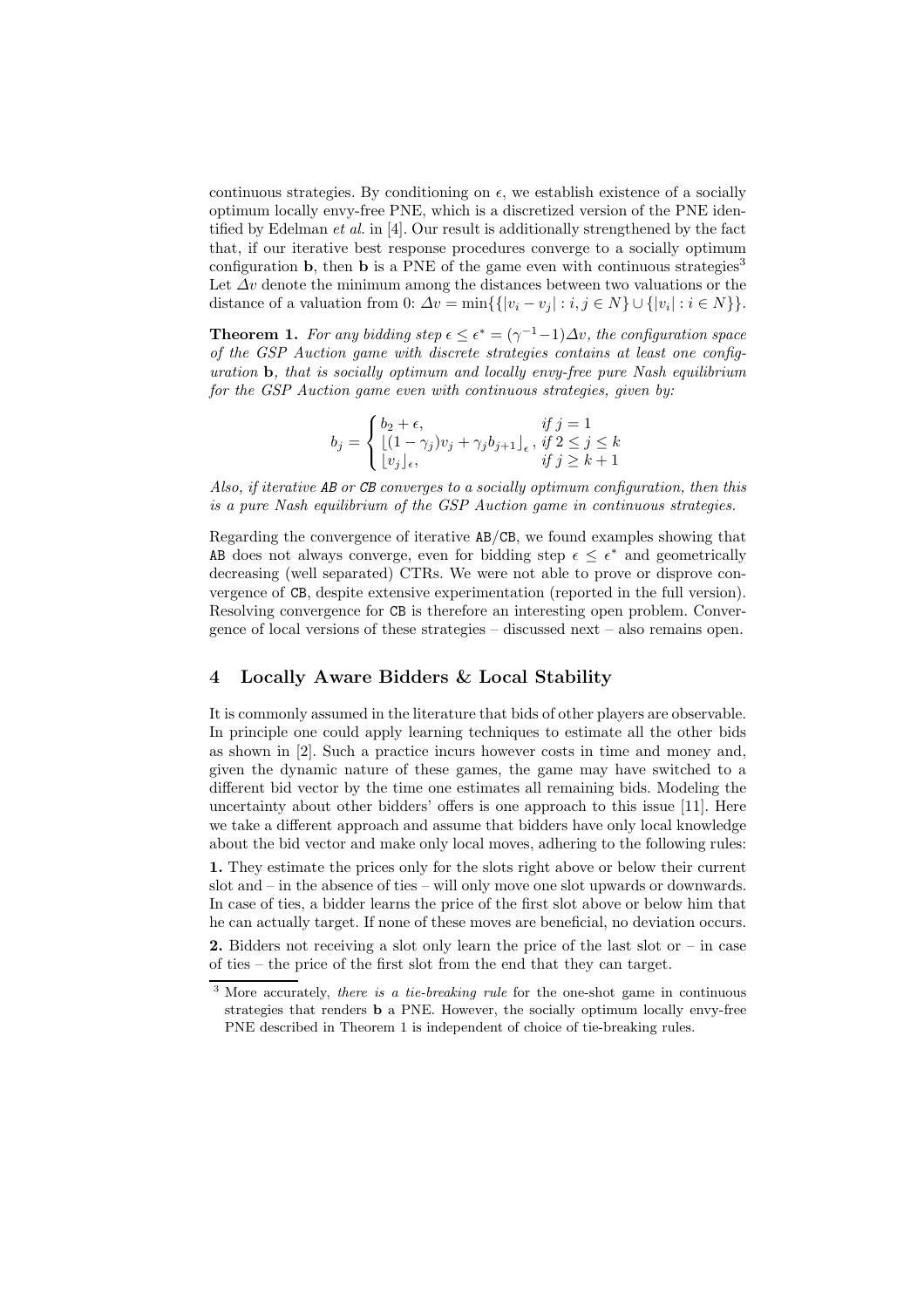continuous strategies. By conditioning on $\epsilon$, we establish existence of a socially optimum locally envy-free PNE, which is a discretized version of the PNE identified by Edelman *et al.* in [4]. Our result is additionally strengthened by the fact that, if our iterative best response procedures converge to a socially optimum configuration $\mathbf{b}$, then $\mathbf{b}$ is a PNE of the game even with continuous strategies[3] Let $\Delta v$ denote the minimum among the distances between two valuations or the distance of a valuation from 0: $\Delta v = \min\{\{|v_i - v_j| : i, j \in N\} \cup \{|v_i| : i \in N\}\}$.

**Theorem 1.** *For any bidding step $\epsilon \leq \epsilon^* = (\gamma^{-1}-1)\Delta v$, the configuration space of the GSP Auction game with discrete strategies contains at least one configuration $\mathbf{b}$, that is socially optimum and locally envy-free pure Nash equilibrium for the GSP Auction game even with continuous strategies, given by:*

$$b_j = \begin{cases} b_2 + \epsilon, & \text{if } j = 1 \\ \lfloor (1-\gamma_j)v_j + \gamma_j b_{j+1} \rfloor_\epsilon, & \text{if } 2 \leq j \leq k \\ \lfloor v_j \rfloor_\epsilon, & \text{if } j \geq k+1 \end{cases}$$

*Also, if iterative AB or CB converges to a socially optimum configuration, then this is a pure Nash equilibrium of the GSP Auction game in continuous strategies.*

Regarding the convergence of iterative AB/CB, we found examples showing that AB does not always converge, even for bidding step $\epsilon \leq \epsilon^*$ and geometrically decreasing (well separated) CTRs. We were not able to prove or disprove convergence of CB, despite extensive experimentation (reported in the full version). Resolving convergence for CB is therefore an interesting open problem. Convergence of local versions of these strategies – discussed next – also remains open.

## 4 Locally Aware Bidders & Local Stability

It is commonly assumed in the literature that bids of other players are observable. In principle one could apply learning techniques to estimate all the other bids as shown in [2]. Such a practice incurs however costs in time and money and, given the dynamic nature of these games, the game may have switched to a different bid vector by the time one estimates all remaining bids. Modeling the uncertainty about other bidders' offers is one approach to this issue [11]. Here we take a different approach and assume that bidders have only local knowledge about the bid vector and make only local moves, adhering to the following rules:

**1.** They estimate the prices only for the slots right above or below their current slot and – in the absence of ties – will only move one slot upwards or downwards. In case of ties, a bidder learns the price of the first slot above or below him that he can actually target. If none of these moves are beneficial, no deviation occurs.

**2.** Bidders not receiving a slot only learn the price of the last slot or – in case of ties – the price of the first slot from the end that they can target.

[3] More accurately, *there is a tie-breaking rule* for the one-shot game in continuous strategies that renders $\mathbf{b}$ a PNE. However, the socially optimum locally envy-free PNE described in Theorem 1 is independent of choice of tie-breaking rules.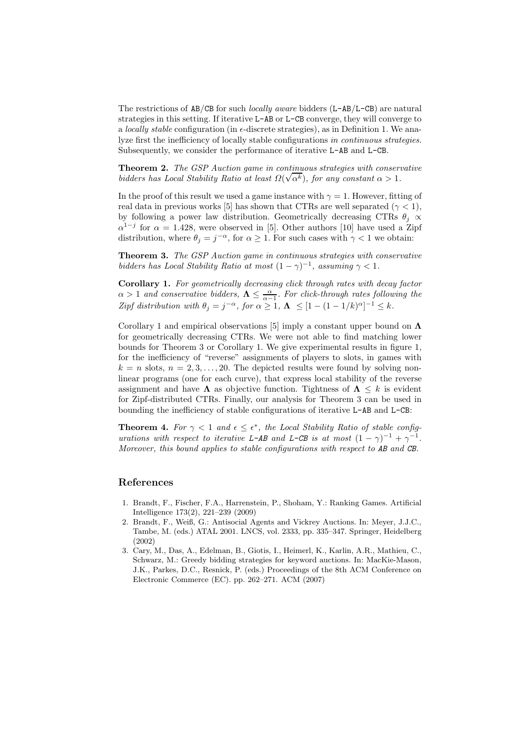The restrictions of AB/CB for such *locally aware* bidders (L-AB/L-CB) are natural strategies in this setting. If iterative L-AB or L-CB converge, they will converge to a *locally stable* configuration (in $\epsilon$-discrete strategies), as in Definition 1. We analyze first the inefficiency of locally stable configurations *in continuous strategies.* Subsequently, we consider the performance of iterative L-AB and L-CB.

**Theorem 2.** *The GSP Auction game in continuous strategies with conservative bidders has Local Stability Ratio at least $\Omega(\sqrt{\alpha^k})$, for any constant $\alpha > 1$.*

In the proof of this result we used a game instance with $\gamma = 1$. However, fitting of real data in previous works [5] has shown that CTRs are well separated ($\gamma < 1$), by following a power law distribution. Geometrically decreasing CTRs $\theta_j \propto \alpha^{1-j}$ for $\alpha = 1.428$, were observed in [5]. Other authors [10] have used a Zipf distribution, where $\theta_j = j^{-\alpha}$, for $\alpha \geq 1$. For such cases with $\gamma < 1$ we obtain:

**Theorem 3.** *The GSP Auction game in continuous strategies with conservative bidders has Local Stability Ratio at most $(1-\gamma)^{-1}$, assuming $\gamma < 1$.*

**Corollary 1.** *For geometrically decreasing click through rates with decay factor $\alpha > 1$ and conservative bidders, $\mathbf{\Lambda} \leq \frac{\alpha}{\alpha-1}$. For click-through rates following the Zipf distribution with $\theta_j = j^{-\alpha}$, for $\alpha \geq 1$, $\mathbf{\Lambda} \leq [1-(1-1/k)^\alpha]^{-1} \leq k$.*

Corollary 1 and empirical observations [5] imply a constant upper bound on $\mathbf{\Lambda}$ for geometrically decreasing CTRs. We were not able to find matching lower bounds for Theorem 3 or Corollary 1. We give experimental results in figure 1, for the inefficiency of "reverse" assignments of players to slots, in games with $k = n$ slots, $n = 2, 3, \ldots, 20$. The depicted results were found by solving nonlinear programs (one for each curve), that express local stability of the reverse assignment and have $\mathbf{\Lambda}$ as objective function. Tightness of $\mathbf{\Lambda} \leq k$ is evident for Zipf-distributed CTRs. Finally, our analysis for Theorem 3 can be used in bounding the inefficiency of stable configurations of iterative L-AB and L-CB:

**Theorem 4.** *For $\gamma < 1$ and $\epsilon \leq \epsilon^*$, the Local Stability Ratio of stable configurations with respect to iterative L-AB and L-CB is at most $(1-\gamma)^{-1} + \gamma^{-1}$. Moreover, this bound applies to stable configurations with respect to AB and CB.*

## References

1. Brandt, F., Fischer, F.A., Harrenstein, P., Shoham, Y.: Ranking Games. Artificial Intelligence 173(2), 221–239 (2009)
2. Brandt, F., Weiß, G.: Antisocial Agents and Vickrey Auctions. In: Meyer, J.J.C., Tambe, M. (eds.) ATAL 2001. LNCS, vol. 2333, pp. 335–347. Springer, Heidelberg (2002)
3. Cary, M., Das, A., Edelman, B., Giotis, I., Heimerl, K., Karlin, A.R., Mathieu, C., Schwarz, M.: Greedy bidding strategies for keyword auctions. In: MacKie-Mason, J.K., Parkes, D.C., Resnick, P. (eds.) Proceedings of the 8th ACM Conference on Electronic Commerce (EC). pp. 262–271. ACM (2007)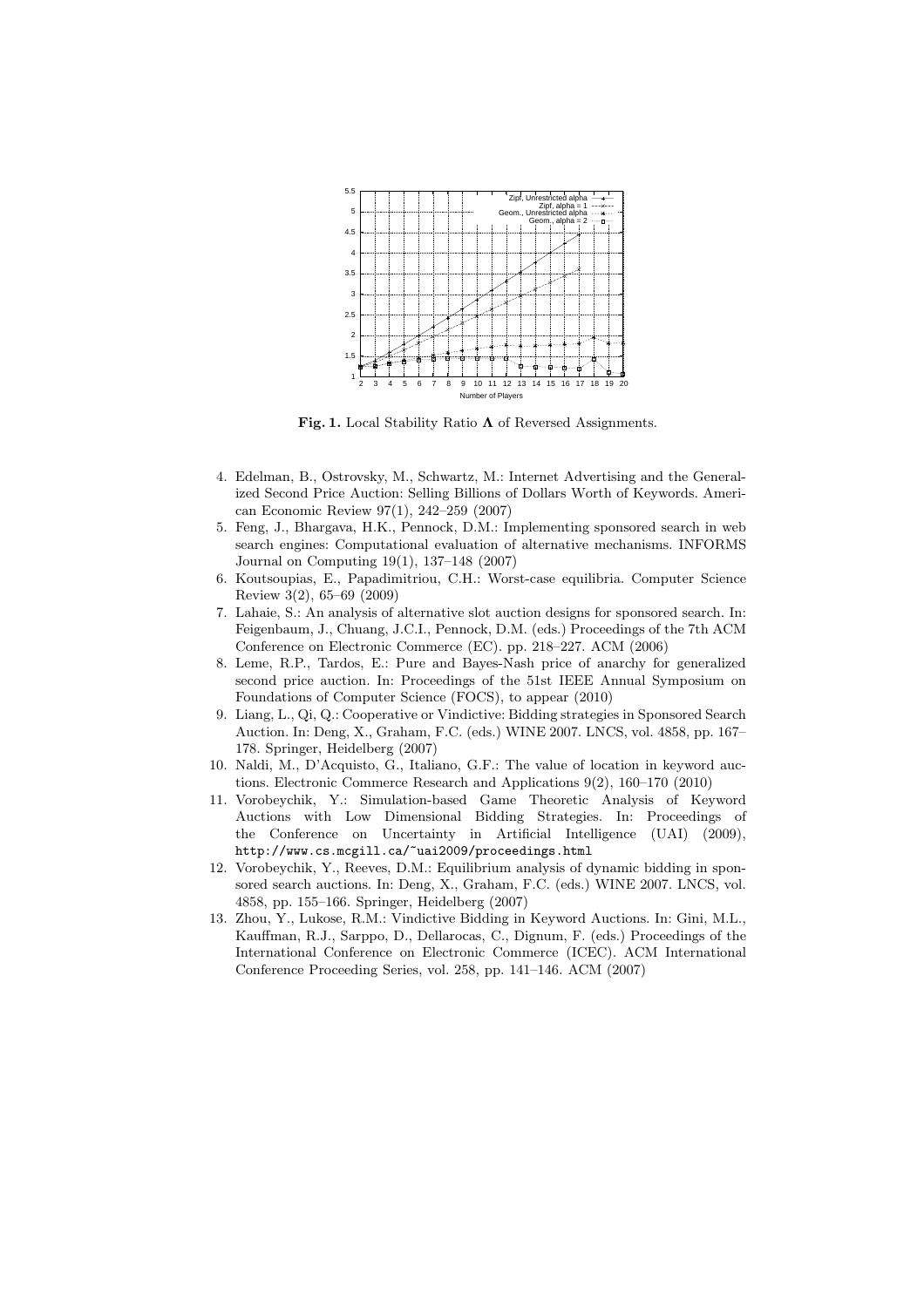5.5
5
4.5
4
3.5
3
2.5
2
1.5
1

2 3 4 5 6 7 8 9 10 11 12 13 14 15 16 17 18 19 20

Number of Players

Zipf, Unrestricted alpha
Zipf, alpha = 1
Geom., Unrestricted alpha
Geom., alpha = 2

**Fig. 1.** Local Stability Ratio $\mathbf{\Lambda}$ of Reversed Assignments.

4. Edelman, B., Ostrovsky, M., Schwartz, M.: Internet Advertising and the Generalized Second Price Auction: Selling Billions of Dollars Worth of Keywords. American Economic Review 97(1), 242–259 (2007)
5. Feng, J., Bhargava, H.K., Pennock, D.M.: Implementing sponsored search in web search engines: Computational evaluation of alternative mechanisms. INFORMS Journal on Computing 19(1), 137–148 (2007)
6. Koutsoupias, E., Papadimitriou, C.H.: Worst-case equilibria. Computer Science Review 3(2), 65–69 (2009)
7. Lahaie, S.: An analysis of alternative slot auction designs for sponsored search. In: Feigenbaum, J., Chuang, J.C.I., Pennock, D.M. (eds.) Proceedings of the 7th ACM Conference on Electronic Commerce (EC). pp. 218–227. ACM (2006)
8. Leme, R.P., Tardos, E.: Pure and Bayes-Nash price of anarchy for generalized second price auction. In: Proceedings of the 51st IEEE Annual Symposium on Foundations of Computer Science (FOCS), to appear (2010)
9. Liang, L., Qi, Q.: Cooperative or Vindictive: Bidding strategies in Sponsored Search Auction. In: Deng, X., Graham, F.C. (eds.) WINE 2007. LNCS, vol. 4858, pp. 167–178. Springer, Heidelberg (2007)
10. Naldi, M., D'Acquisto, G., Italiano, G.F.: The value of location in keyword auctions. Electronic Commerce Research and Applications 9(2), 160–170 (2010)
11. Vorobeychik, Y.: Simulation-based Game Theoretic Analysis of Keyword Auctions with Low Dimensional Bidding Strategies. In: Proceedings of the Conference on Uncertainty in Artificial Intelligence (UAI) (2009), http://www.cs.mcgill.ca/~uai2009/proceedings.html
12. Vorobeychik, Y., Reeves, D.M.: Equilibrium analysis of dynamic bidding in sponsored search auctions. In: Deng, X., Graham, F.C. (eds.) WINE 2007. LNCS, vol. 4858, pp. 155–166. Springer, Heidelberg (2007)
13. Zhou, Y., Lukose, R.M.: Vindictive Bidding in Keyword Auctions. In: Gini, M.L., Kauffman, R.J., Sarppo, D., Dellarocas, C., Dignum, F. (eds.) Proceedings of the International Conference on Electronic Commerce (ICEC). ACM International Conference Proceeding Series, vol. 258, pp. 141–146. ACM (2007)